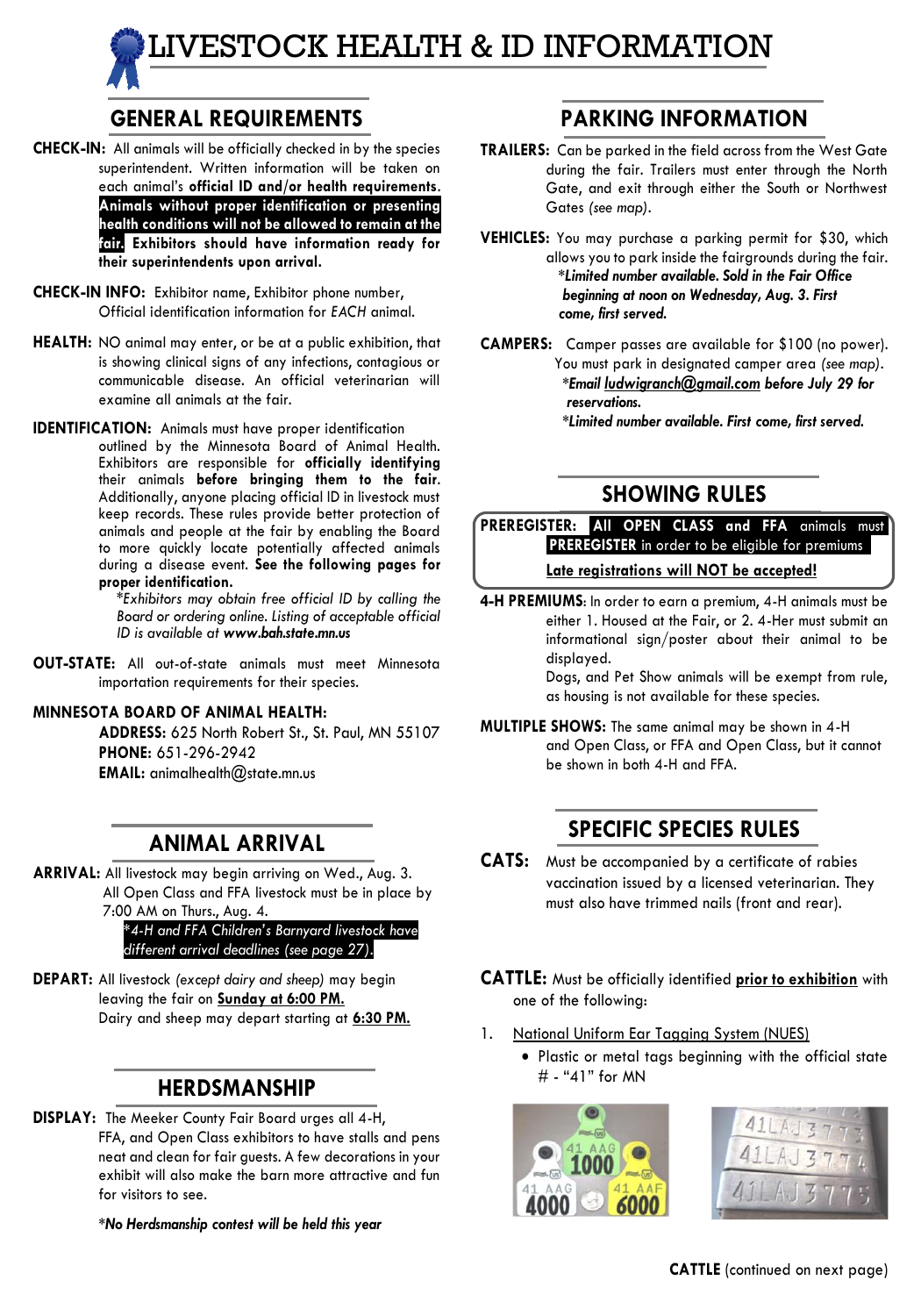# LIVESTOCK HEALTH & ID INFORMATION

## GENERAL REQUIREMENTS

**CHECK-IN:** All animals will be officially checked in by the species superintendent. Written information will be taken on each animal's **official ID and/or health requirements**. **Animals without proper identification or presenting health conditions will not be allowed to remain at the fair. Exhibitors should have information ready for their superintendents upon arrival.**

**CHECK-IN INFO:** Exhibitor name, Exhibitor phone number, Official identification information for *EACH* animal.

**HEALTH:** NO animal may enter, or be at a public exhibition, that is showing clinical signs of any infections, contagious or communicable disease. An official veterinarian will examine all animals at the fair.

**IDENTIFICATION:** Animals must have proper identification outlined by the Minnesota Board of Animal Health. Exhibitors are responsible for **officially identifying** their animals **before bringing them to the fair**. Additionally, anyone placing official ID in livestock must keep records. These rules provide better protection of animals and people at the fair by enabling the Board to more quickly locate potentially affected animals during a disease event. **See the following pages for proper identification.**

*\*Exhibitors may obtain free official ID by calling the Board or ordering online. Listing of acceptable official ID is available at **www.bah.state.mn.us***

**OUT-STATE:** All out-of-state animals must meet Minnesota importation requirements for their species.

**MINNESOTA BOARD OF ANIMAL HEALTH:**

**ADDRESS:** 625 North Robert St., St. Paul, MN 55107
**PHONE:** 651-296-2942
**EMAIL:** animalhealth@state.mn.us

## ANIMAL ARRIVAL

**ARRIVAL:** All livestock may begin arriving on Wed., Aug. 3. All Open Class and FFA livestock must be in place by 7:00 AM on Thurs., Aug. 4.

*\*4-H and FFA Children's Barnyard livestock have different arrival deadlines (see page 27).*

**DEPART:** All livestock *(except dairy and sheep)* may begin leaving the fair on **Sunday at 6:00 PM.** Dairy and sheep may depart starting at **6:30 PM.**

## HERDSMANSHIP

**DISPLAY:** The Meeker County Fair Board urges all 4-H, FFA, and Open Class exhibitors to have stalls and pens neat and clean for fair guests. A few decorations in your exhibit will also make the barn more attractive and fun for visitors to see.

***\*No Herdsmanship contest will be held this year***

## PARKING INFORMATION

**TRAILERS:** Can be parked in the field across from the West Gate during the fair. Trailers must enter through the North Gate, and exit through either the South or Northwest Gates *(see map)*.

**VEHICLES:** You may purchase a parking permit for $30, which allows you to park inside the fairgrounds during the fair.
***\*Limited number available. Sold in the Fair Office beginning at noon on Wednesday, Aug. 3. First come, first served.***

**CAMPERS:** Camper passes are available for $100 (no power). You must park in designated camper area *(see map)*.
***\*Email ludwigranch@gmail.com before July 29 for reservations.***
***\*Limited number available. First come, first served.***

## SHOWING RULES

**PREREGISTER:** **All OPEN CLASS and FFA** animals must **PREREGISTER** in order to be eligible for premiums
**Late registrations will NOT be accepted!**

**4-H PREMIUMS:** In order to earn a premium, 4-H animals must be either 1. Housed at the Fair, or 2. 4-Her must submit an informational sign/poster about their animal to be displayed.
Dogs, and Pet Show animals will be exempt from rule, as housing is not available for these species.

**MULTIPLE SHOWS:** The same animal may be shown in 4-H and Open Class, or FFA and Open Class, but it cannot be shown in both 4-H and FFA.

## SPECIFIC SPECIES RULES

**CATS:** Must be accompanied by a certificate of rabies vaccination issued by a licensed veterinarian. They must also have trimmed nails (front and rear).

**CATTLE:** Must be officially identified **prior to exhibition** with one of the following:

1. National Uniform Ear Tagging System (NUES)
   - Plastic or metal tags beginning with the official state # - "41" for MN

**CATTLE** (continued on next page)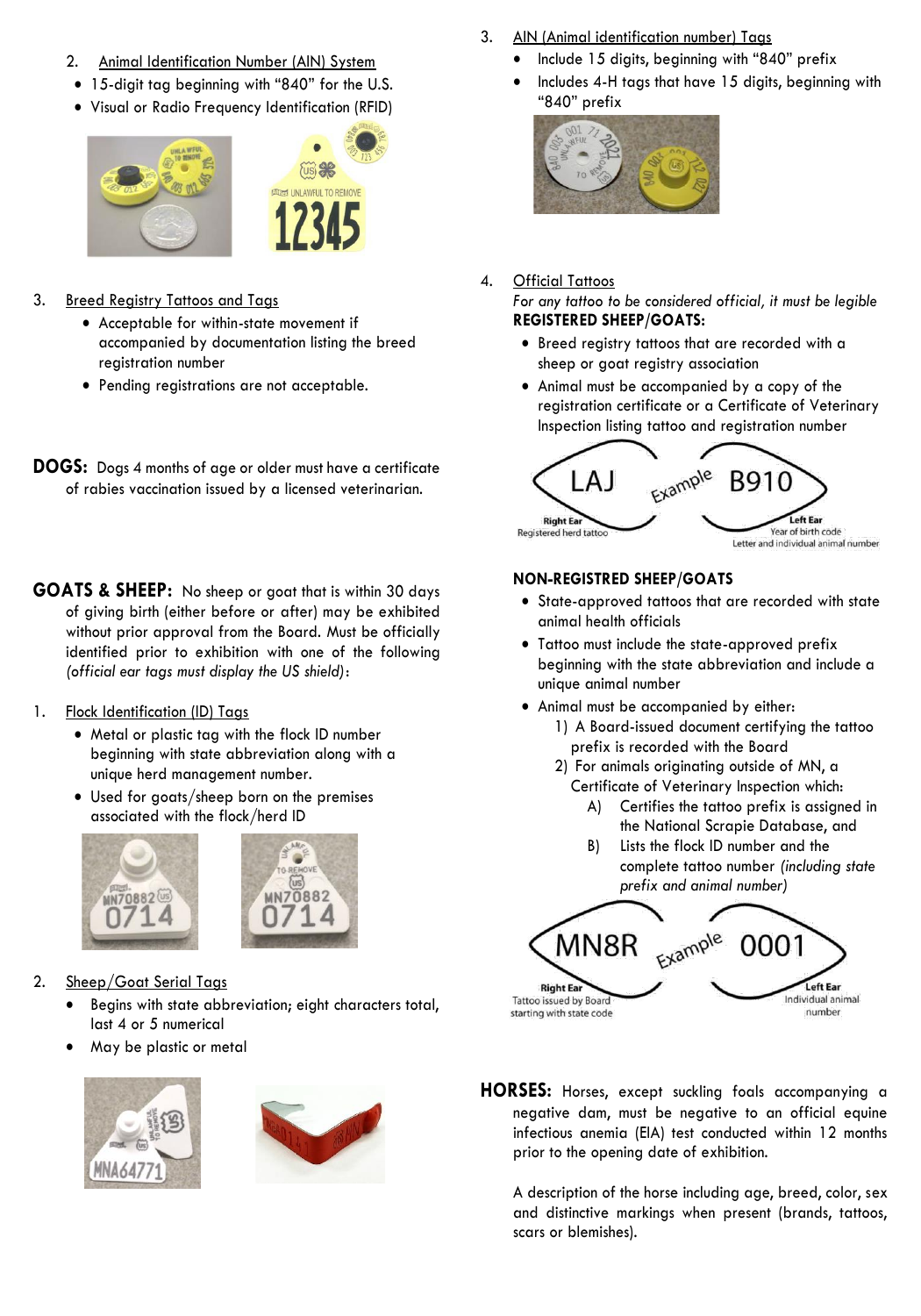2. Animal Identification Number (AIN) System
   - 15-digit tag beginning with "840" for the U.S.
   - Visual or Radio Frequency Identification (RFID)

3. Breed Registry Tattoos and Tags
   - Acceptable for within-state movement if accompanied by documentation listing the breed registration number
   - Pending registrations are not acceptable.

**DOGS:** Dogs 4 months of age or older must have a certificate of rabies vaccination issued by a licensed veterinarian.

**GOATS & SHEEP:** No sheep or goat that is within 30 days of giving birth (either before or after) may be exhibited without prior approval from the Board. Must be officially identified prior to exhibition with one of the following *(official ear tags must display the US shield)*:

1. Flock Identification (ID) Tags
   - Metal or plastic tag with the flock ID number beginning with state abbreviation along with a unique herd management number.
   - Used for goats/sheep born on the premises associated with the flock/herd ID

2. Sheep/Goat Serial Tags
   - Begins with state abbreviation; eight characters total, last 4 or 5 numerical
   - May be plastic or metal

3. AIN (Animal identification number) Tags
   - Include 15 digits, beginning with "840" prefix
   - Includes 4-H tags that have 15 digits, beginning with "840" prefix

4. Official Tattoos

   *For any tattoo to be considered official, it must be legible*

   **REGISTERED SHEEP/GOATS:**
   - Breed registry tattoos that are recorded with a sheep or goat registry association
   - Animal must be accompanied by a copy of the registration certificate or a Certificate of Veterinary Inspection listing tattoo and registration number

   Example: Right Ear: LAJ — Registered herd tattoo; Left Ear: B910 — Year of birth code, Letter and individual animal number

   **NON-REGISTRED SHEEP/GOATS**
   - State-approved tattoos that are recorded with state animal health officials
   - Tattoo must include the state-approved prefix beginning with the state abbreviation and include a unique animal number
   - Animal must be accompanied by either:
     1) A Board-issued document certifying the tattoo prefix is recorded with the Board
     2) For animals originating outside of MN, a Certificate of Veterinary Inspection which:
        - A) Certifies the tattoo prefix is assigned in the National Scrapie Database, and
        - B) Lists the flock ID number and the complete tattoo number *(including state prefix and animal number)*

   Example: Right Ear: MN8R — Tattoo issued by Board starting with state code; Left Ear: 0001 — Individual animal number

**HORSES:** Horses, except suckling foals accompanying a negative dam, must be negative to an official equine infectious anemia (EIA) test conducted within 12 months prior to the opening date of exhibition.

A description of the horse including age, breed, color, sex and distinctive markings when present (brands, tattoos, scars or blemishes).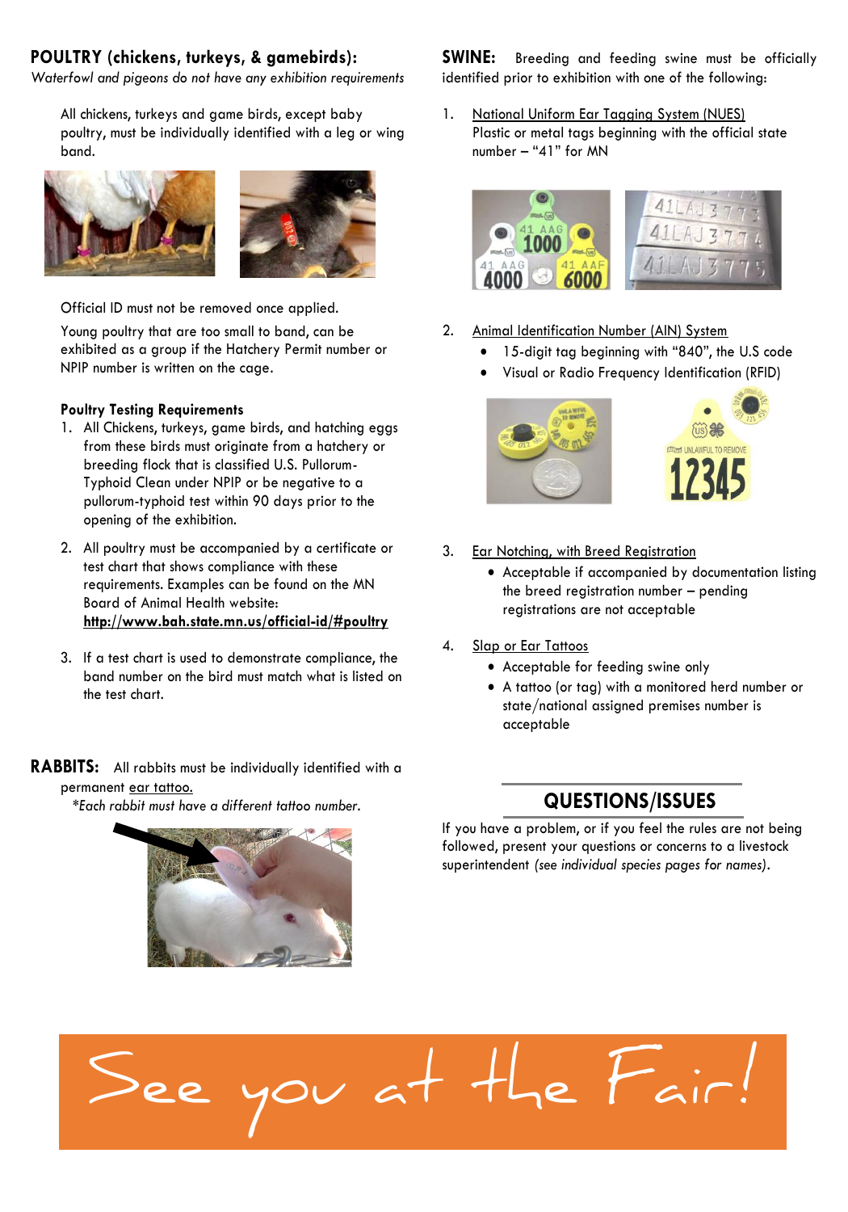## POULTRY (chickens, turkeys, & gamebirds):

*Waterfowl and pigeons do not have any exhibition requirements*

All chickens, turkeys and game birds, except baby poultry, must be individually identified with a leg or wing band.

Official ID must not be removed once applied.

Young poultry that are too small to band, can be exhibited as a group if the Hatchery Permit number or NPIP number is written on the cage.

### Poultry Testing Requirements

1. All Chickens, turkeys, game birds, and hatching eggs from these birds must originate from a hatchery or breeding flock that is classified U.S. Pullorum-Typhoid Clean under NPIP or be negative to a pullorum-typhoid test within 90 days prior to the opening of the exhibition.
2. All poultry must be accompanied by a certificate or test chart that shows compliance with these requirements. Examples can be found on the MN Board of Animal Health website: **http://www.bah.state.mn.us/official-id/#poultry**
3. If a test chart is used to demonstrate compliance, the band number on the bird must match what is listed on the test chart.

## RABBITS:

All rabbits must be individually identified with a permanent ear tattoo.

*\*Each rabbit must have a different tattoo number.*

## SWINE:

Breeding and feeding swine must be officially identified prior to exhibition with one of the following:

1. National Uniform Ear Tagging System (NUES)
   Plastic or metal tags beginning with the official state number – "41" for MN
2. Animal Identification Number (AIN) System
   - 15-digit tag beginning with "840", the U.S code
   - Visual or Radio Frequency Identification (RFID)
3. Ear Notching, with Breed Registration
   - Acceptable if accompanied by documentation listing the breed registration number – pending registrations are not acceptable
4. Slap or Ear Tattoos
   - Acceptable for feeding swine only
   - A tattoo (or tag) with a monitored herd number or state/national assigned premises number is acceptable

## QUESTIONS/ISSUES

If you have a problem, or if you feel the rules are not being followed, present your questions or concerns to a livestock superintendent *(see individual species pages for names)*.

See you at the Fair!